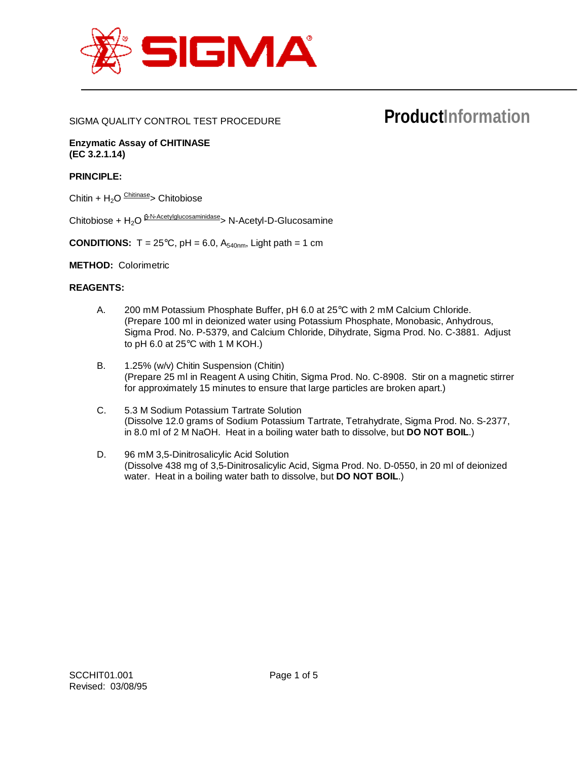SIGMA QUALITY CONTROL TEST PROCEDURE

# ProductInformation

**Enzymatic Assay of CHITINASE**
**(EC 3.2.1.14)**

**PRINCIPLE:**

Chitin + $H_2O$ $\xrightarrow{\text{Chitinase}}$ Chitobiose

Chitobiose + $H_2O$ $\xrightarrow{\beta\text{-N-Acetylglucosaminidase}}$ N-Acetyl-D-Glucosamine

**CONDITIONS:** T = 25°C, pH = 6.0, $A_{540nm}$, Light path = 1 cm

**METHOD:** Colorimetric

**REAGENTS:**

A. 200 mM Potassium Phosphate Buffer, pH 6.0 at 25°C with 2 mM Calcium Chloride. (Prepare 100 ml in deionized water using Potassium Phosphate, Monobasic, Anhydrous, Sigma Prod. No. P-5379, and Calcium Chloride, Dihydrate, Sigma Prod. No. C-3881. Adjust to pH 6.0 at 25°C with 1 M KOH.)

B. 1.25% (w/v) Chitin Suspension (Chitin) (Prepare 25 ml in Reagent A using Chitin, Sigma Prod. No. C-8908. Stir on a magnetic stirrer for approximately 15 minutes to ensure that large particles are broken apart.)

C. 5.3 M Sodium Potassium Tartrate Solution (Dissolve 12.0 grams of Sodium Potassium Tartrate, Tetrahydrate, Sigma Prod. No. S-2377, in 8.0 ml of 2 M NaOH. Heat in a boiling water bath to dissolve, but **DO NOT BOIL**.)

D. 96 mM 3,5-Dinitrosalicylic Acid Solution (Dissolve 438 mg of 3,5-Dinitrosalicylic Acid, Sigma Prod. No. D-0550, in 20 ml of deionized water. Heat in a boiling water bath to dissolve, but **DO NOT BOIL**.)

SCCHIT01.001
Revised: 03/08/95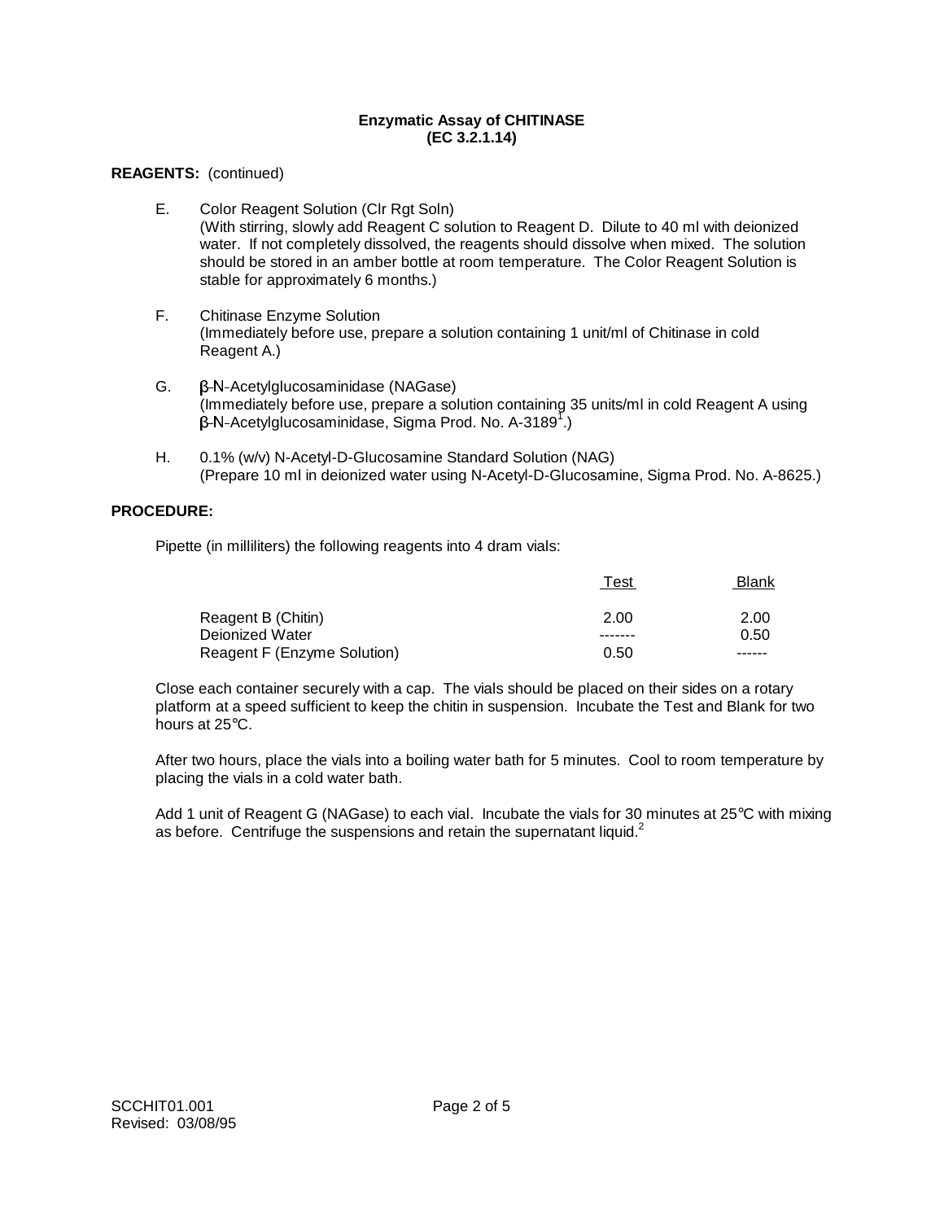**Enzymatic Assay of CHITINASE**
**(EC 3.2.1.14)**

**REAGENTS:** (continued)

E. Color Reagent Solution (Clr Rgt Soln)
(With stirring, slowly add Reagent C solution to Reagent D. Dilute to 40 ml with deionized water. If not completely dissolved, the reagents should dissolve when mixed. The solution should be stored in an amber bottle at room temperature. The Color Reagent Solution is stable for approximately 6 months.)

F. Chitinase Enzyme Solution
(Immediately before use, prepare a solution containing 1 unit/ml of Chitinase in cold Reagent A.)

G. β-N-Acetylglucosaminidase (NAGase)
(Immediately before use, prepare a solution containing 35 units/ml in cold Reagent A using β-N-Acetylglucosaminidase, Sigma Prod. No. A-3189[1].)

H. 0.1% (w/v) N-Acetyl-D-Glucosamine Standard Solution (NAG)
(Prepare 10 ml in deionized water using N-Acetyl-D-Glucosamine, Sigma Prod. No. A-8625.)

**PROCEDURE:**

Pipette (in milliliters) the following reagents into 4 dram vials:

| | Test | Blank |
|---|---|---|
| Reagent B (Chitin) | 2.00 | 2.00 |
| Deionized Water | ------- | 0.50 |
| Reagent F (Enzyme Solution) | 0.50 | ------ |

Close each container securely with a cap. The vials should be placed on their sides on a rotary platform at a speed sufficient to keep the chitin in suspension. Incubate the Test and Blank for two hours at 25°C.

After two hours, place the vials into a boiling water bath for 5 minutes. Cool to room temperature by placing the vials in a cold water bath.

Add 1 unit of Reagent G (NAGase) to each vial. Incubate the vials for 30 minutes at 25°C with mixing as before. Centrifuge the suspensions and retain the supernatant liquid.[2]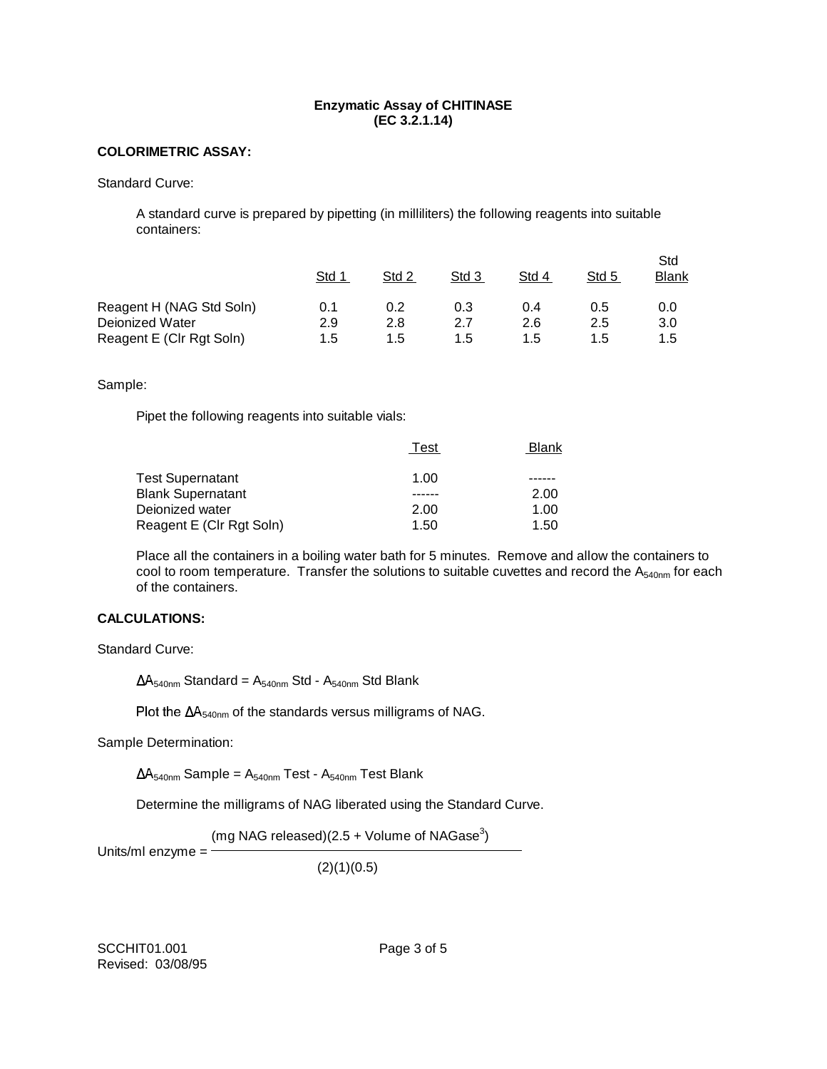**Enzymatic Assay of CHITINASE**
**(EC 3.2.1.14)**

**COLORIMETRIC ASSAY:**

Standard Curve:

A standard curve is prepared by pipetting (in milliliters) the following reagents into suitable containers:

| | Std 1 | Std 2 | Std 3 | Std 4 | Std 5 | Std Blank |
|---|---|---|---|---|---|---|
| Reagent H (NAG Std Soln) | 0.1 | 0.2 | 0.3 | 0.4 | 0.5 | 0.0 |
| Deionized Water | 2.9 | 2.8 | 2.7 | 2.6 | 2.5 | 3.0 |
| Reagent E (Clr Rgt Soln) | 1.5 | 1.5 | 1.5 | 1.5 | 1.5 | 1.5 |

Sample:

Pipet the following reagents into suitable vials:

| | Test | Blank |
|---|---|---|
| Test Supernatant | 1.00 | ------ |
| Blank Supernatant | ------ | 2.00 |
| Deionized water | 2.00 | 1.00 |
| Reagent E (Clr Rgt Soln) | 1.50 | 1.50 |

Place all the containers in a boiling water bath for 5 minutes. Remove and allow the containers to cool to room temperature. Transfer the solutions to suitable cuvettes and record the $A_{540nm}$ for each of the containers.

**CALCULATIONS:**

Standard Curve:

$\Delta A_{540nm}$ Standard = $A_{540nm}$ Std - $A_{540nm}$ Std Blank

Plot the $\Delta A_{540nm}$ of the standards versus milligrams of NAG.

Sample Determination:

$\Delta A_{540nm}$ Sample = $A_{540nm}$ Test - $A_{540nm}$ Test Blank

Determine the milligrams of NAG liberated using the Standard Curve.

$$\text{Units/ml enzyme} = \frac{(\text{mg NAG released})(2.5 + \text{Volume of NAGase}^{3})}{(2)(1)(0.5)}$$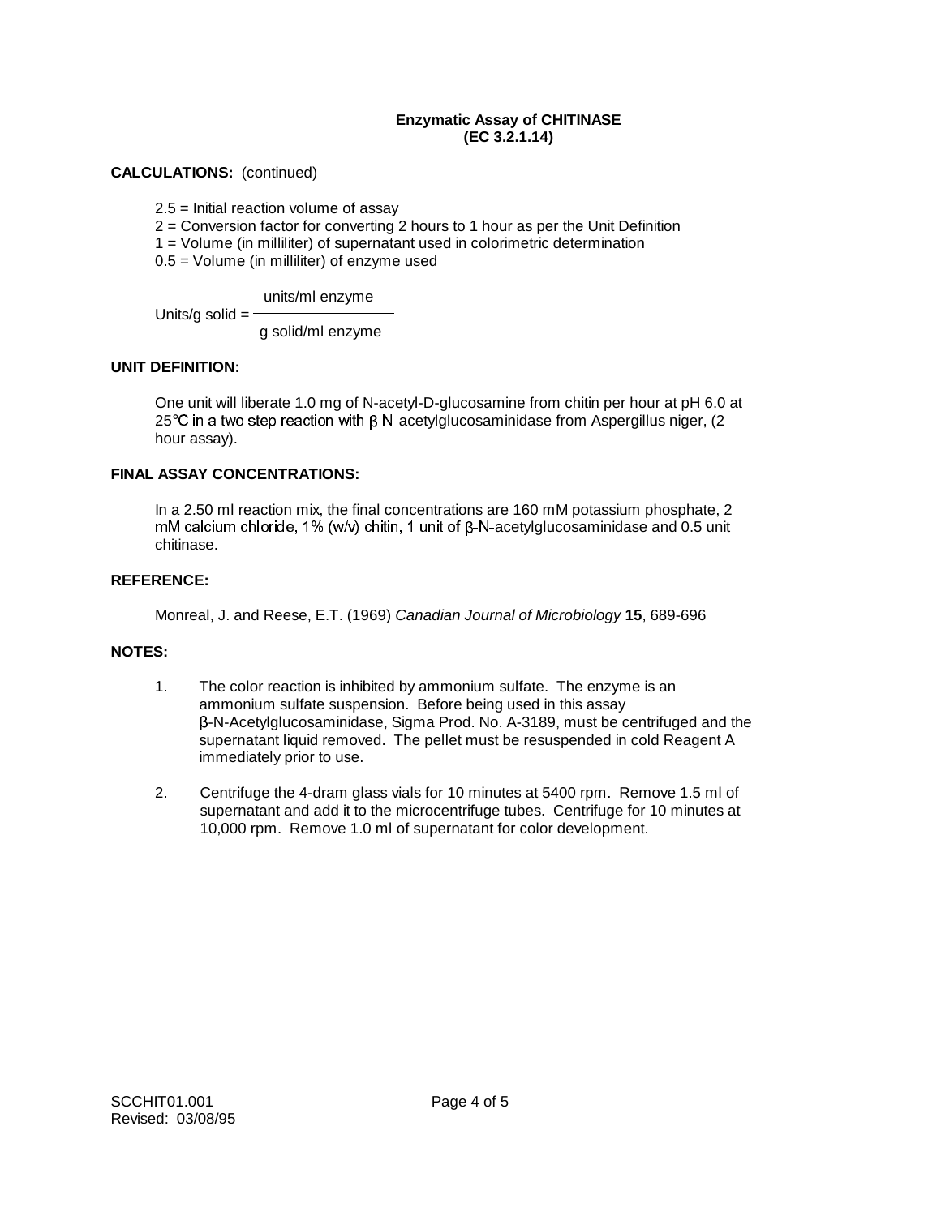**Enzymatic Assay of CHITINASE**
**(EC 3.2.1.14)**

**CALCULATIONS:** (continued)

2.5 = Initial reaction volume of assay
2 = Conversion factor for converting 2 hours to 1 hour as per the Unit Definition
1 = Volume (in milliliter) of supernatant used in colorimetric determination
0.5 = Volume (in milliliter) of enzyme used

$$\text{Units/g solid} = \frac{\text{units/ml enzyme}}{\text{g solid/ml enzyme}}$$

**UNIT DEFINITION:**

One unit will liberate 1.0 mg of N-acetyl-D-glucosamine from chitin per hour at pH 6.0 at 25°C in a two step reaction with β-N-acetylglucosaminidase from Aspergillus niger, (2 hour assay).

**FINAL ASSAY CONCENTRATIONS:**

In a 2.50 ml reaction mix, the final concentrations are 160 mM potassium phosphate, 2 mM calcium chloride, 1% (w/v) chitin, 1 unit of β-N-acetylglucosaminidase and 0.5 unit chitinase.

**REFERENCE:**

Monreal, J. and Reese, E.T. (1969) *Canadian Journal of Microbiology* **15**, 689-696

**NOTES:**

1. The color reaction is inhibited by ammonium sulfate. The enzyme is an ammonium sulfate suspension. Before being used in this assay β-N-Acetylglucosaminidase, Sigma Prod. No. A-3189, must be centrifuged and the supernatant liquid removed. The pellet must be resuspended in cold Reagent A immediately prior to use.

2. Centrifuge the 4-dram glass vials for 10 minutes at 5400 rpm. Remove 1.5 ml of supernatant and add it to the microcentrifuge tubes. Centrifuge for 10 minutes at 10,000 rpm. Remove 1.0 ml of supernatant for color development.

SCCHIT01.001
Revised: 03/08/95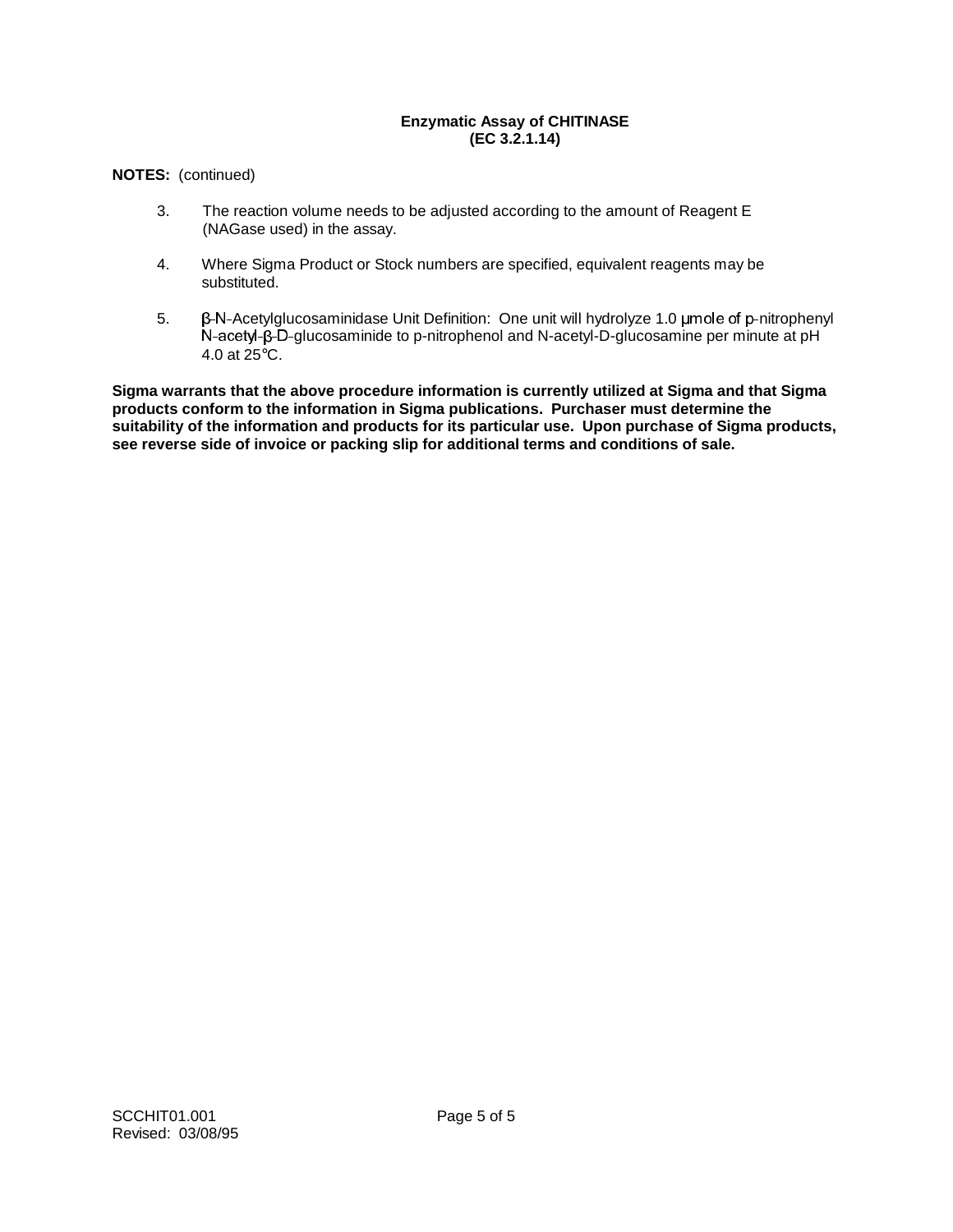**Enzymatic Assay of CHITINASE**
**(EC 3.2.1.14)**

**NOTES:** (continued)

3. The reaction volume needs to be adjusted according to the amount of Reagent E (NAGase used) in the assay.

4. Where Sigma Product or Stock numbers are specified, equivalent reagents may be substituted.

5. β-N-Acetylglucosaminidase Unit Definition: One unit will hydrolyze 1.0 μmole of p-nitrophenyl N-acetyl-β-D-glucosaminide to p-nitrophenol and N-acetyl-D-glucosamine per minute at pH 4.0 at 25°C.

**Sigma warrants that the above procedure information is currently utilized at Sigma and that Sigma products conform to the information in Sigma publications. Purchaser must determine the suitability of the information and products for its particular use. Upon purchase of Sigma products, see reverse side of invoice or packing slip for additional terms and conditions of sale.**

SCCHIT01.001
Revised: 03/08/95